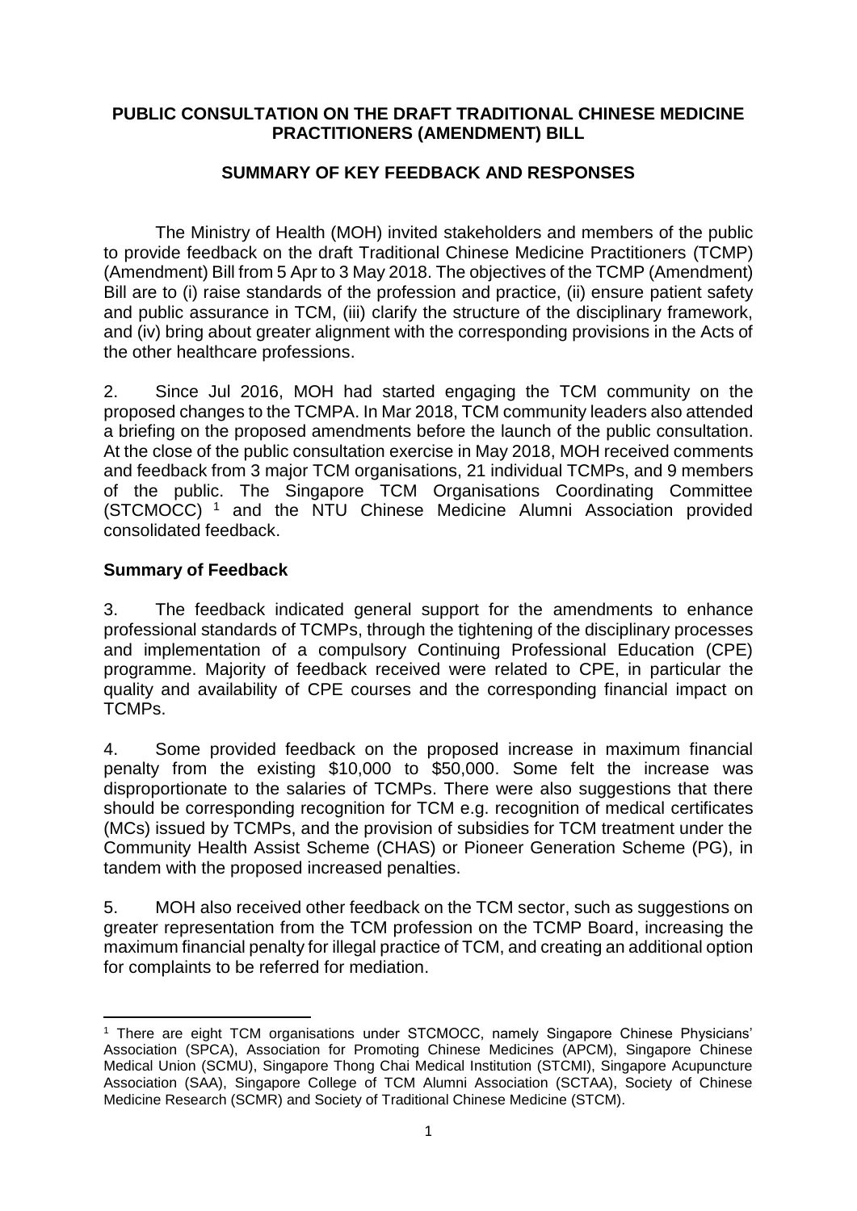**PUBLIC CONSULTATION ON THE DRAFT TRADITIONAL CHINESE MEDICINE PRACTITIONERS (AMENDMENT) BILL**

**SUMMARY OF KEY FEEDBACK AND RESPONSES**

The Ministry of Health (MOH) invited stakeholders and members of the public to provide feedback on the draft Traditional Chinese Medicine Practitioners (TCMP) (Amendment) Bill from 5 Apr to 3 May 2018. The objectives of the TCMP (Amendment) Bill are to (i) raise standards of the profession and practice, (ii) ensure patient safety and public assurance in TCM, (iii) clarify the structure of the disciplinary framework, and (iv) bring about greater alignment with the corresponding provisions in the Acts of the other healthcare professions.

2. Since Jul 2016, MOH had started engaging the TCM community on the proposed changes to the TCMPA. In Mar 2018, TCM community leaders also attended a briefing on the proposed amendments before the launch of the public consultation. At the close of the public consultation exercise in May 2018, MOH received comments and feedback from 3 major TCM organisations, 21 individual TCMPs, and 9 members of the public. The Singapore TCM Organisations Coordinating Committee (STCMOCC) [1] and the NTU Chinese Medicine Alumni Association provided consolidated feedback.

**Summary of Feedback**

3. The feedback indicated general support for the amendments to enhance professional standards of TCMPs, through the tightening of the disciplinary processes and implementation of a compulsory Continuing Professional Education (CPE) programme. Majority of feedback received were related to CPE, in particular the quality and availability of CPE courses and the corresponding financial impact on TCMPs.

4. Some provided feedback on the proposed increase in maximum financial penalty from the existing $10,000 to $50,000. Some felt the increase was disproportionate to the salaries of TCMPs. There were also suggestions that there should be corresponding recognition for TCM e.g. recognition of medical certificates (MCs) issued by TCMPs, and the provision of subsidies for TCM treatment under the Community Health Assist Scheme (CHAS) or Pioneer Generation Scheme (PG), in tandem with the proposed increased penalties.

5. MOH also received other feedback on the TCM sector, such as suggestions on greater representation from the TCM profession on the TCMP Board, increasing the maximum financial penalty for illegal practice of TCM, and creating an additional option for complaints to be referred for mediation.

---

[1] There are eight TCM organisations under STCMOCC, namely Singapore Chinese Physicians' Association (SPCA), Association for Promoting Chinese Medicines (APCM), Singapore Chinese Medical Union (SCMU), Singapore Thong Chai Medical Institution (STCMI), Singapore Acupuncture Association (SAA), Singapore College of TCM Alumni Association (SCTAA), Society of Chinese Medicine Research (SCMR) and Society of Traditional Chinese Medicine (STCM).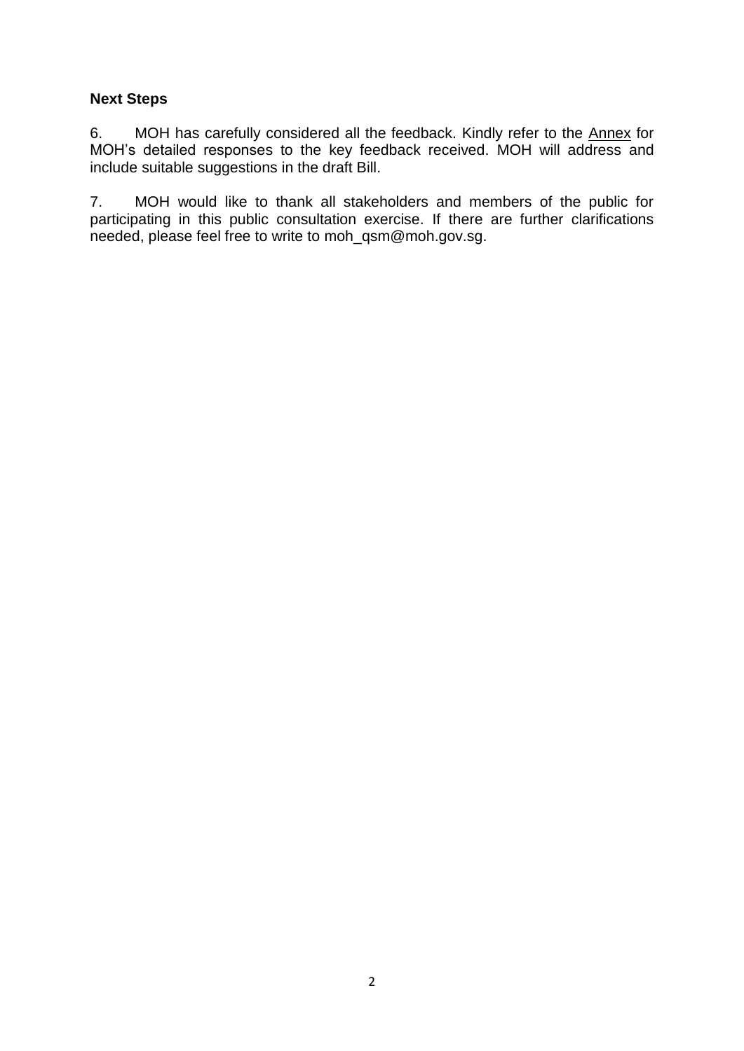## Next Steps

6. MOH has carefully considered all the feedback. Kindly refer to the Annex for MOH's detailed responses to the key feedback received. MOH will address and include suitable suggestions in the draft Bill.

7. MOH would like to thank all stakeholders and members of the public for participating in this public consultation exercise. If there are further clarifications needed, please feel free to write to moh_qsm@moh.gov.sg.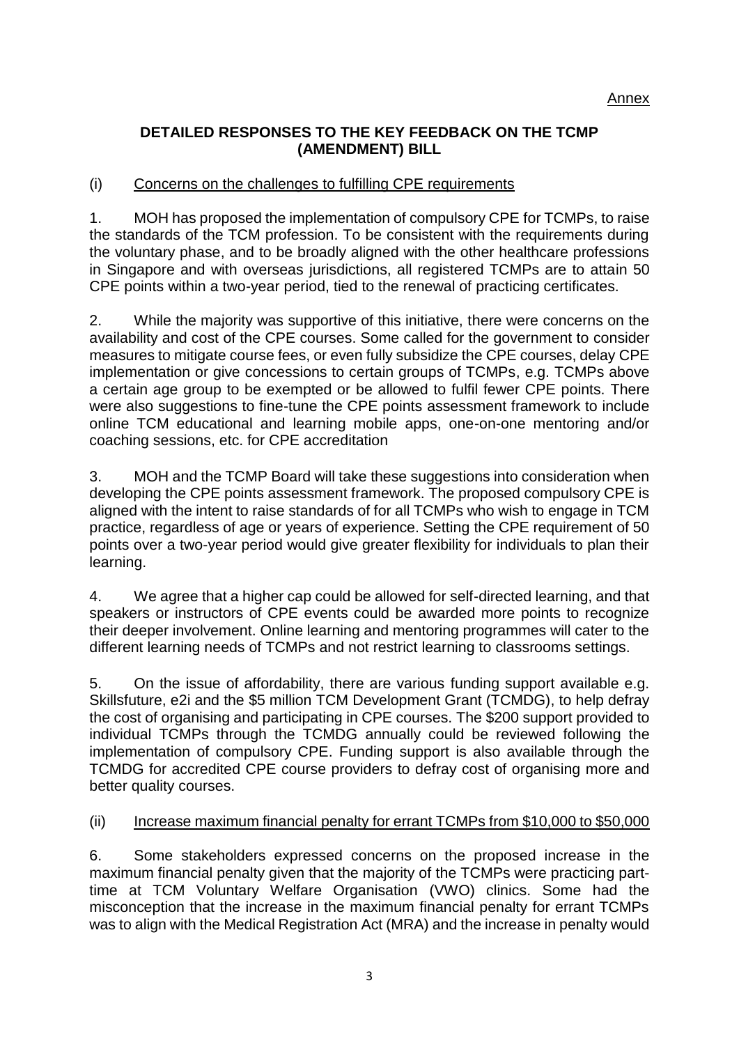Annex

## DETAILED RESPONSES TO THE KEY FEEDBACK ON THE TCMP (AMENDMENT) BILL

### (i) Concerns on the challenges to fulfilling CPE requirements

1. MOH has proposed the implementation of compulsory CPE for TCMPs, to raise the standards of the TCM profession. To be consistent with the requirements during the voluntary phase, and to be broadly aligned with the other healthcare professions in Singapore and with overseas jurisdictions, all registered TCMPs are to attain 50 CPE points within a two-year period, tied to the renewal of practicing certificates.

2. While the majority was supportive of this initiative, there were concerns on the availability and cost of the CPE courses. Some called for the government to consider measures to mitigate course fees, or even fully subsidize the CPE courses, delay CPE implementation or give concessions to certain groups of TCMPs, e.g. TCMPs above a certain age group to be exempted or be allowed to fulfil fewer CPE points. There were also suggestions to fine-tune the CPE points assessment framework to include online TCM educational and learning mobile apps, one-on-one mentoring and/or coaching sessions, etc. for CPE accreditation

3. MOH and the TCMP Board will take these suggestions into consideration when developing the CPE points assessment framework. The proposed compulsory CPE is aligned with the intent to raise standards of for all TCMPs who wish to engage in TCM practice, regardless of age or years of experience. Setting the CPE requirement of 50 points over a two-year period would give greater flexibility for individuals to plan their learning.

4. We agree that a higher cap could be allowed for self-directed learning, and that speakers or instructors of CPE events could be awarded more points to recognize their deeper involvement. Online learning and mentoring programmes will cater to the different learning needs of TCMPs and not restrict learning to classrooms settings.

5. On the issue of affordability, there are various funding support available e.g. Skillsfuture, e2i and the $5 million TCM Development Grant (TCMDG), to help defray the cost of organising and participating in CPE courses. The $200 support provided to individual TCMPs through the TCMDG annually could be reviewed following the implementation of compulsory CPE. Funding support is also available through the TCMDG for accredited CPE course providers to defray cost of organising more and better quality courses.

### (ii) Increase maximum financial penalty for errant TCMPs from $10,000 to $50,000

6. Some stakeholders expressed concerns on the proposed increase in the maximum financial penalty given that the majority of the TCMPs were practicing part-time at TCM Voluntary Welfare Organisation (VWO) clinics. Some had the misconception that the increase in the maximum financial penalty for errant TCMPs was to align with the Medical Registration Act (MRA) and the increase in penalty would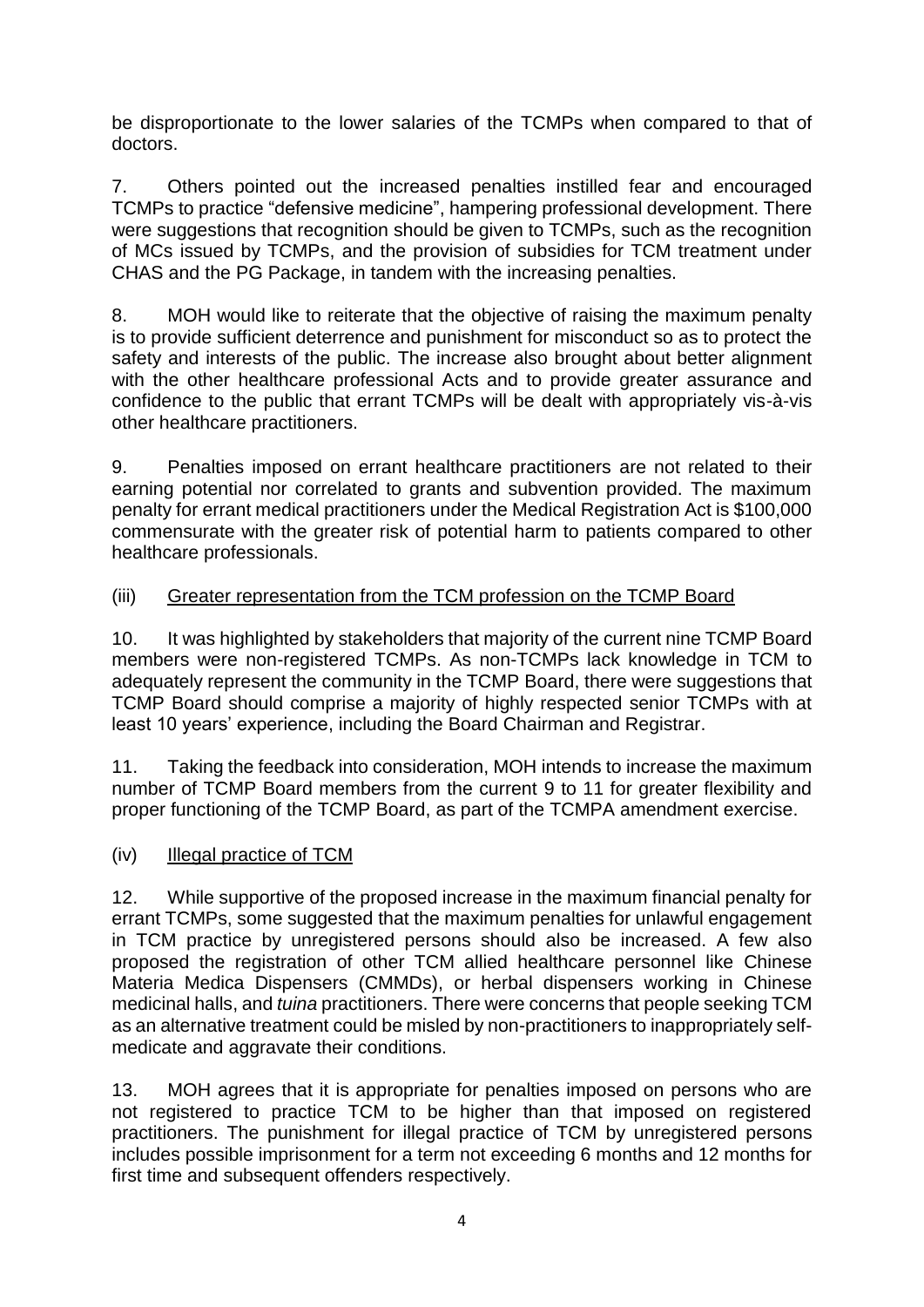be disproportionate to the lower salaries of the TCMPs when compared to that of doctors.

7. Others pointed out the increased penalties instilled fear and encouraged TCMPs to practice "defensive medicine", hampering professional development. There were suggestions that recognition should be given to TCMPs, such as the recognition of MCs issued by TCMPs, and the provision of subsidies for TCM treatment under CHAS and the PG Package, in tandem with the increasing penalties.

8. MOH would like to reiterate that the objective of raising the maximum penalty is to provide sufficient deterrence and punishment for misconduct so as to protect the safety and interests of the public. The increase also brought about better alignment with the other healthcare professional Acts and to provide greater assurance and confidence to the public that errant TCMPs will be dealt with appropriately vis-à-vis other healthcare practitioners.

9. Penalties imposed on errant healthcare practitioners are not related to their earning potential nor correlated to grants and subvention provided. The maximum penalty for errant medical practitioners under the Medical Registration Act is $100,000 commensurate with the greater risk of potential harm to patients compared to other healthcare professionals.

(iii) <u>Greater representation from the TCM profession on the TCMP Board</u>

10. It was highlighted by stakeholders that majority of the current nine TCMP Board members were non-registered TCMPs. As non-TCMPs lack knowledge in TCM to adequately represent the community in the TCMP Board, there were suggestions that TCMP Board should comprise a majority of highly respected senior TCMPs with at least 10 years' experience, including the Board Chairman and Registrar.

11. Taking the feedback into consideration, MOH intends to increase the maximum number of TCMP Board members from the current 9 to 11 for greater flexibility and proper functioning of the TCMP Board, as part of the TCMPA amendment exercise.

(iv) <u>Illegal practice of TCM</u>

12. While supportive of the proposed increase in the maximum financial penalty for errant TCMPs, some suggested that the maximum penalties for unlawful engagement in TCM practice by unregistered persons should also be increased. A few also proposed the registration of other TCM allied healthcare personnel like Chinese Materia Medica Dispensers (CMMDs), or herbal dispensers working in Chinese medicinal halls, and *tuina* practitioners. There were concerns that people seeking TCM as an alternative treatment could be misled by non-practitioners to inappropriately self-medicate and aggravate their conditions.

13. MOH agrees that it is appropriate for penalties imposed on persons who are not registered to practice TCM to be higher than that imposed on registered practitioners. The punishment for illegal practice of TCM by unregistered persons includes possible imprisonment for a term not exceeding 6 months and 12 months for first time and subsequent offenders respectively.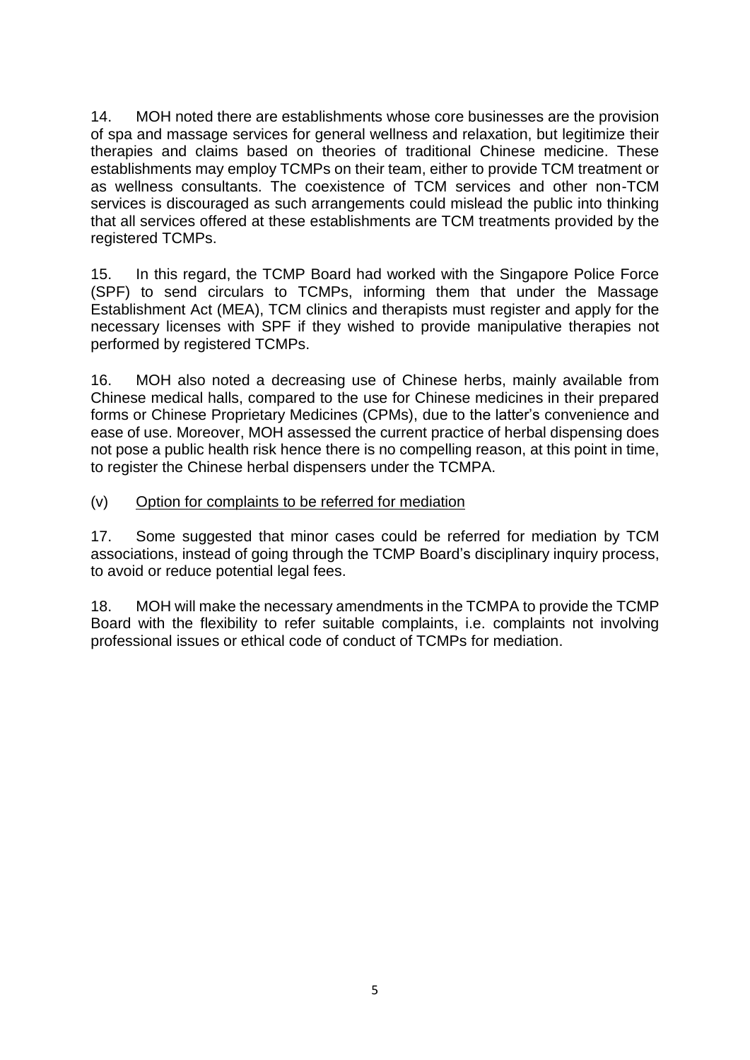14. MOH noted there are establishments whose core businesses are the provision of spa and massage services for general wellness and relaxation, but legitimize their therapies and claims based on theories of traditional Chinese medicine. These establishments may employ TCMPs on their team, either to provide TCM treatment or as wellness consultants. The coexistence of TCM services and other non-TCM services is discouraged as such arrangements could mislead the public into thinking that all services offered at these establishments are TCM treatments provided by the registered TCMPs.

15. In this regard, the TCMP Board had worked with the Singapore Police Force (SPF) to send circulars to TCMPs, informing them that under the Massage Establishment Act (MEA), TCM clinics and therapists must register and apply for the necessary licenses with SPF if they wished to provide manipulative therapies not performed by registered TCMPs.

16. MOH also noted a decreasing use of Chinese herbs, mainly available from Chinese medical halls, compared to the use for Chinese medicines in their prepared forms or Chinese Proprietary Medicines (CPMs), due to the latter's convenience and ease of use. Moreover, MOH assessed the current practice of herbal dispensing does not pose a public health risk hence there is no compelling reason, at this point in time, to register the Chinese herbal dispensers under the TCMPA.

(v) <u>Option for complaints to be referred for mediation</u>

17. Some suggested that minor cases could be referred for mediation by TCM associations, instead of going through the TCMP Board's disciplinary inquiry process, to avoid or reduce potential legal fees.

18. MOH will make the necessary amendments in the TCMPA to provide the TCMP Board with the flexibility to refer suitable complaints, i.e. complaints not involving professional issues or ethical code of conduct of TCMPs for mediation.